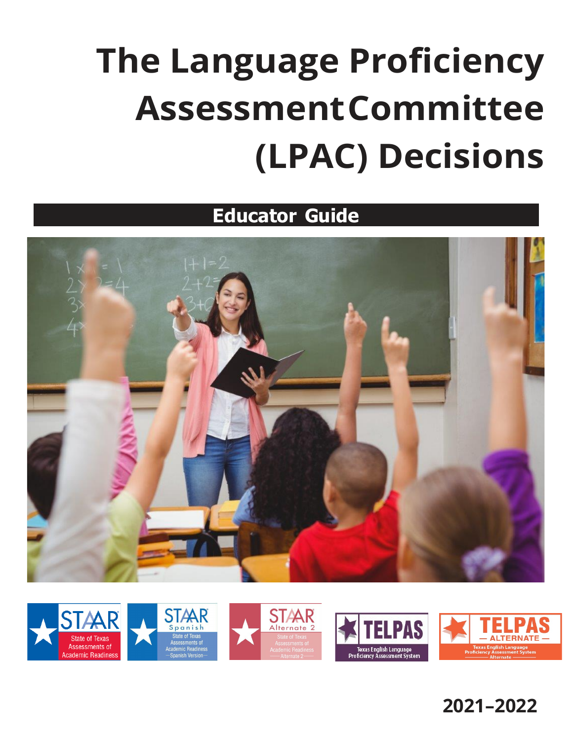# The Language Proficiency Assessment Committee (LPAC) Decisions

## Educator Guide

2021–2022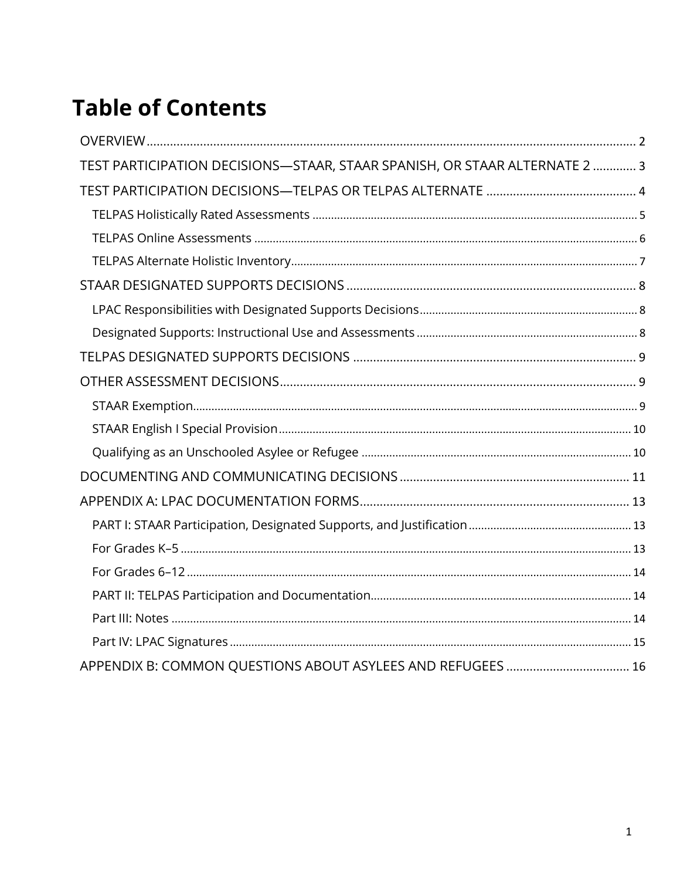# Table of Contents

- OVERVIEW ..... 2
- TEST PARTICIPATION DECISIONS—STAAR, STAAR SPANISH, OR STAAR ALTERNATE 2 ..... 3
- TEST PARTICIPATION DECISIONS—TELPAS OR TELPAS ALTERNATE ..... 4
  - TELPAS Holistically Rated Assessments ..... 5
  - TELPAS Online Assessments ..... 6
  - TELPAS Alternate Holistic Inventory ..... 7
- STAAR DESIGNATED SUPPORTS DECISIONS ..... 8
  - LPAC Responsibilities with Designated Supports Decisions ..... 8
  - Designated Supports: Instructional Use and Assessments ..... 8
- TELPAS DESIGNATED SUPPORTS DECISIONS ..... 9
- OTHER ASSESSMENT DECISIONS ..... 9
  - STAAR Exemption ..... 9
  - STAAR English I Special Provision ..... 10
  - Qualifying as an Unschooled Asylee or Refugee ..... 10
- DOCUMENTING AND COMMUNICATING DECISIONS ..... 11
- APPENDIX A: LPAC DOCUMENTATION FORMS ..... 13
  - PART I: STAAR Participation, Designated Supports, and Justification ..... 13
  - For Grades K–5 ..... 13
  - For Grades 6–12 ..... 14
  - PART II: TELPAS Participation and Documentation ..... 14
  - Part III: Notes ..... 14
  - Part IV: LPAC Signatures ..... 15
- APPENDIX B: COMMON QUESTIONS ABOUT ASYLEES AND REFUGEES ..... 16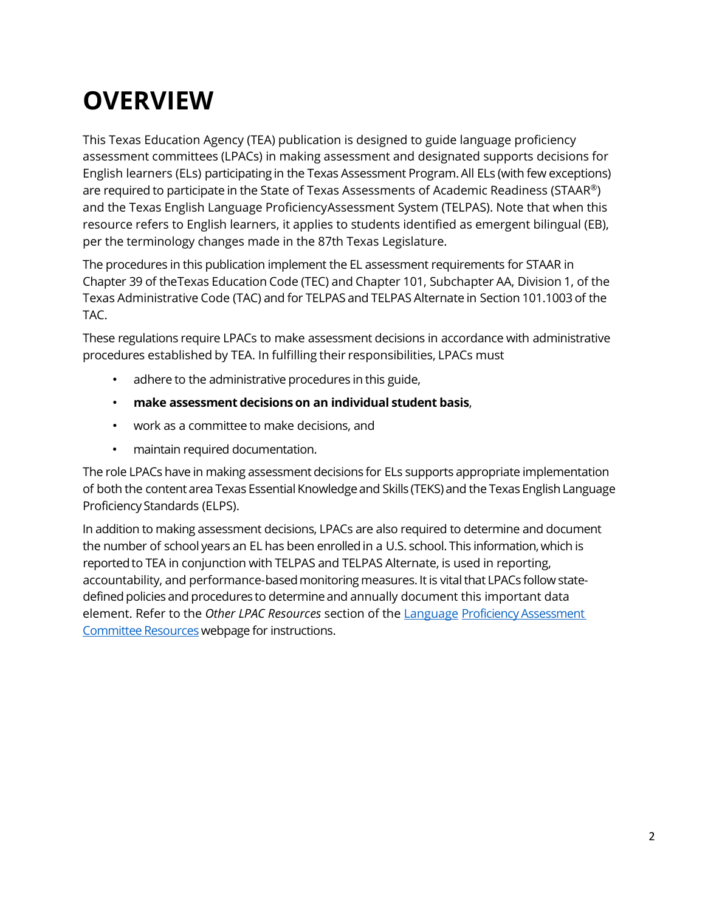# OVERVIEW

This Texas Education Agency (TEA) publication is designed to guide language proficiency assessment committees (LPACs) in making assessment and designated supports decisions for English learners (ELs) participating in the Texas Assessment Program. All ELs (with few exceptions) are required to participate in the State of Texas Assessments of Academic Readiness (STAAR®) and the Texas English Language ProficiencyAssessment System (TELPAS). Note that when this resource refers to English learners, it applies to students identified as emergent bilingual (EB), per the terminology changes made in the 87th Texas Legislature.

The procedures in this publication implement the EL assessment requirements for STAAR in Chapter 39 of theTexas Education Code (TEC) and Chapter 101, Subchapter AA, Division 1, of the Texas Administrative Code (TAC) and for TELPAS and TELPAS Alternate in Section 101.1003 of the TAC.

These regulations require LPACs to make assessment decisions in accordance with administrative procedures established by TEA. In fulfilling their responsibilities, LPACs must

- adhere to the administrative procedures in this guide,
- **make assessment decisions on an individual student basis**,
- work as a committee to make decisions, and
- maintain required documentation.

The role LPACs have in making assessment decisions for ELs supports appropriate implementation of both the content area Texas Essential Knowledge and Skills (TEKS) and the Texas English Language Proficiency Standards (ELPS).

In addition to making assessment decisions, LPACs are also required to determine and document the number of school years an EL has been enrolled in a U.S. school. This information, which is reported to TEA in conjunction with TELPAS and TELPAS Alternate, is used in reporting, accountability, and performance-based monitoring measures. It is vital that LPACs follow state-defined policies and procedures to determine and annually document this important data element. Refer to the *Other LPAC Resources* section of the Language Proficiency Assessment Committee Resources webpage for instructions.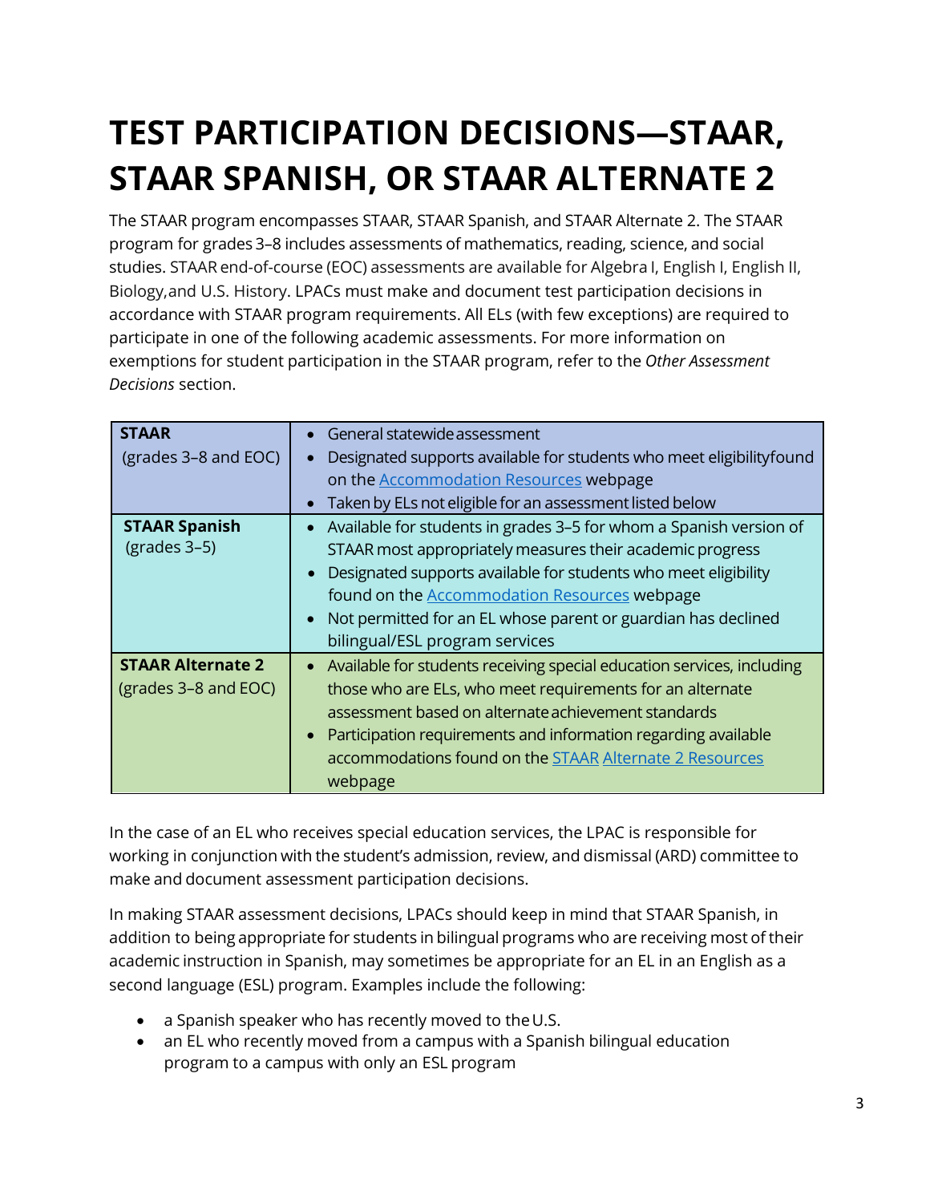# TEST PARTICIPATION DECISIONS—STAAR, STAAR SPANISH, OR STAAR ALTERNATE 2

The STAAR program encompasses STAAR, STAAR Spanish, and STAAR Alternate 2. The STAAR program for grades 3–8 includes assessments of mathematics, reading, science, and social studies. STAAR end-of-course (EOC) assessments are available for Algebra I, English I, English II, Biology,and U.S. History. LPACs must make and document test participation decisions in accordance with STAAR program requirements. All ELs (with few exceptions) are required to participate in one of the following academic assessments. For more information on exemptions for student participation in the STAAR program, refer to the *Other Assessment Decisions* section.

| | |
|---|---|
| **STAAR** (grades 3–8 and EOC) | • General statewide assessment<br>• Designated supports available for students who meet eligibilityfound on the [Accommodation Resources](#) webpage<br>• Taken by ELs not eligible for an assessment listed below |
| **STAAR Spanish** (grades 3–5) | • Available for students in grades 3–5 for whom a Spanish version of STAAR most appropriately measures their academic progress<br>• Designated supports available for students who meet eligibility found on the [Accommodation Resources](#) webpage<br>• Not permitted for an EL whose parent or guardian has declined bilingual/ESL program services |
| **STAAR Alternate 2** (grades 3–8 and EOC) | • Available for students receiving special education services, including those who are ELs, who meet requirements for an alternate assessment based on alternate achievement standards<br>• Participation requirements and information regarding available accommodations found on the [STAAR Alternate 2 Resources](#) webpage |

In the case of an EL who receives special education services, the LPAC is responsible for working in conjunction with the student's admission, review, and dismissal (ARD) committee to make and document assessment participation decisions.

In making STAAR assessment decisions, LPACs should keep in mind that STAAR Spanish, in addition to being appropriate for students in bilingual programs who are receiving most of their academic instruction in Spanish, may sometimes be appropriate for an EL in an English as a second language (ESL) program. Examples include the following:

- a Spanish speaker who has recently moved to the U.S.
- an EL who recently moved from a campus with a Spanish bilingual education program to a campus with only an ESL program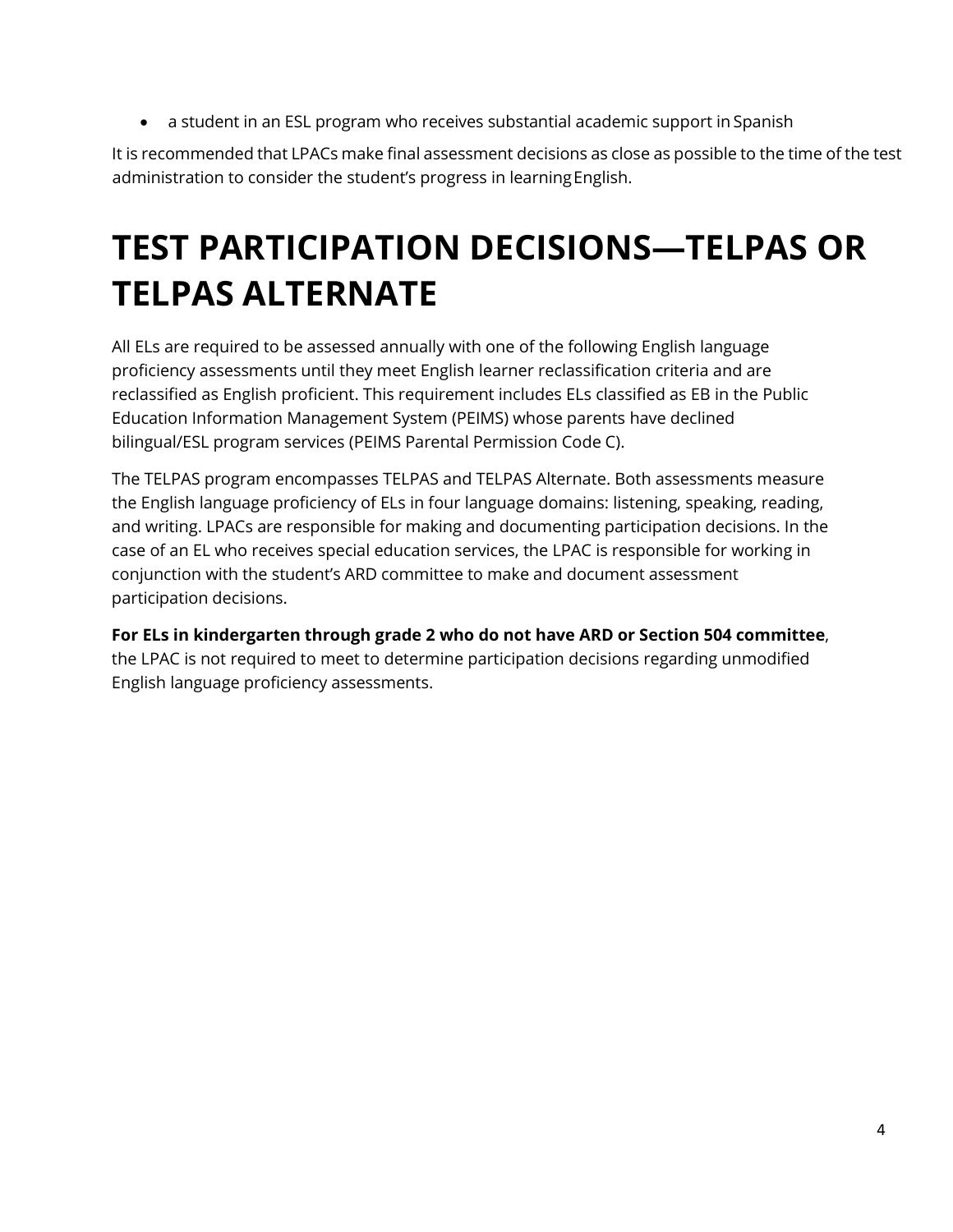- a student in an ESL program who receives substantial academic support in Spanish

It is recommended that LPACs make final assessment decisions as close as possible to the time of the test administration to consider the student's progress in learning English.

# TEST PARTICIPATION DECISIONS—TELPAS OR TELPAS ALTERNATE

All ELs are required to be assessed annually with one of the following English language proficiency assessments until they meet English learner reclassification criteria and are reclassified as English proficient. This requirement includes ELs classified as EB in the Public Education Information Management System (PEIMS) whose parents have declined bilingual/ESL program services (PEIMS Parental Permission Code C).

The TELPAS program encompasses TELPAS and TELPAS Alternate. Both assessments measure the English language proficiency of ELs in four language domains: listening, speaking, reading, and writing. LPACs are responsible for making and documenting participation decisions. In the case of an EL who receives special education services, the LPAC is responsible for working in conjunction with the student's ARD committee to make and document assessment participation decisions.

**For ELs in kindergarten through grade 2 who do not have ARD or Section 504 committee**, the LPAC is not required to meet to determine participation decisions regarding unmodified English language proficiency assessments.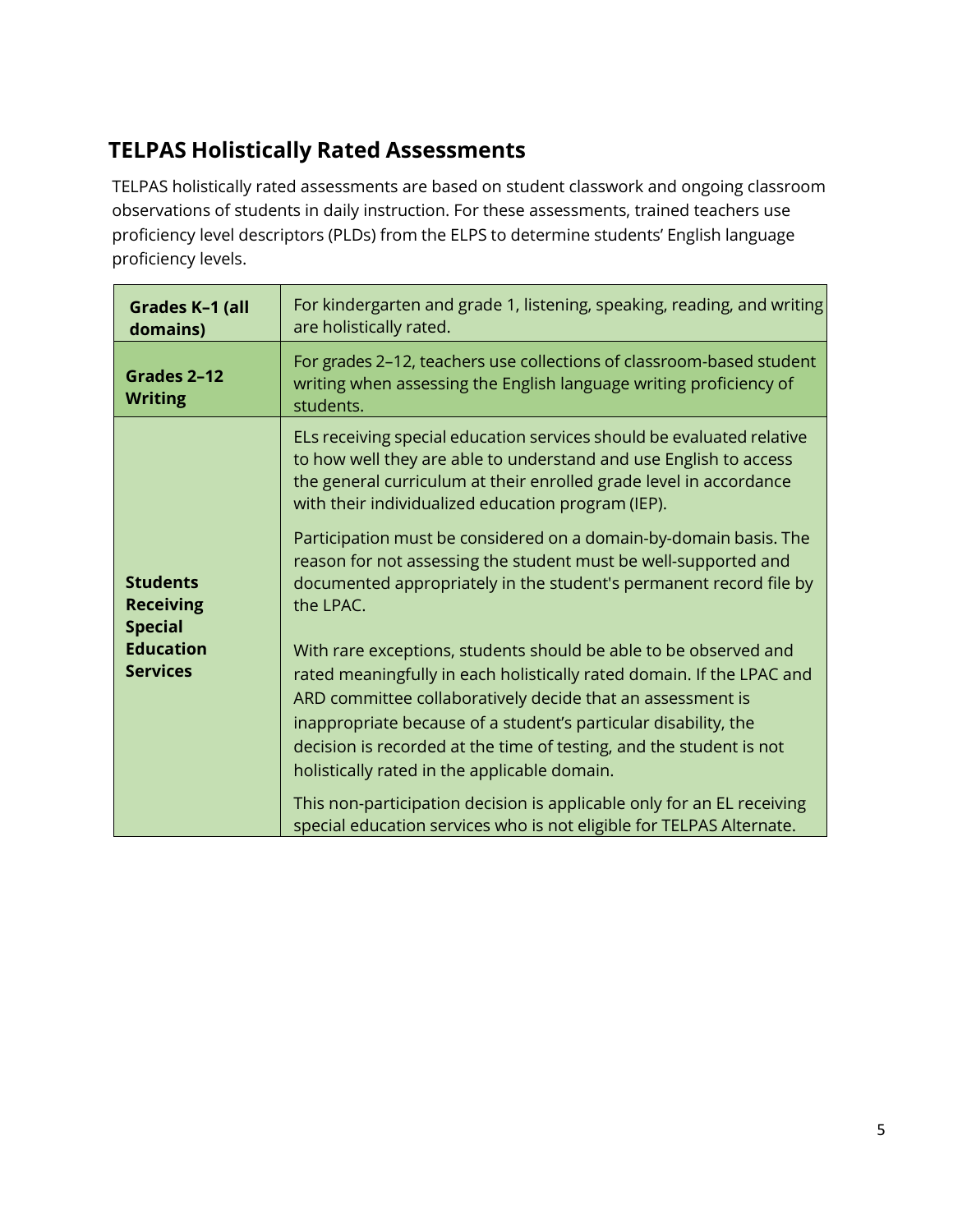## TELPAS Holistically Rated Assessments

TELPAS holistically rated assessments are based on student classwork and ongoing classroom observations of students in daily instruction. For these assessments, trained teachers use proficiency level descriptors (PLDs) from the ELPS to determine students' English language proficiency levels.

| | |
|---|---|
| **Grades K–1 (all domains)** | For kindergarten and grade 1, listening, speaking, reading, and writing are holistically rated. |
| **Grades 2–12 Writing** | For grades 2–12, teachers use collections of classroom-based student writing when assessing the English language writing proficiency of students. |
| **Students Receiving Special Education Services** | ELs receiving special education services should be evaluated relative to how well they are able to understand and use English to access the general curriculum at their enrolled grade level in accordance with their individualized education program (IEP).<br><br>Participation must be considered on a domain-by-domain basis. The reason for not assessing the student must be well-supported and documented appropriately in the student's permanent record file by the LPAC.<br><br>With rare exceptions, students should be able to be observed and rated meaningfully in each holistically rated domain. If the LPAC and ARD committee collaboratively decide that an assessment is inappropriate because of a student's particular disability, the decision is recorded at the time of testing, and the student is not holistically rated in the applicable domain.<br><br>This non-participation decision is applicable only for an EL receiving special education services who is not eligible for TELPAS Alternate. |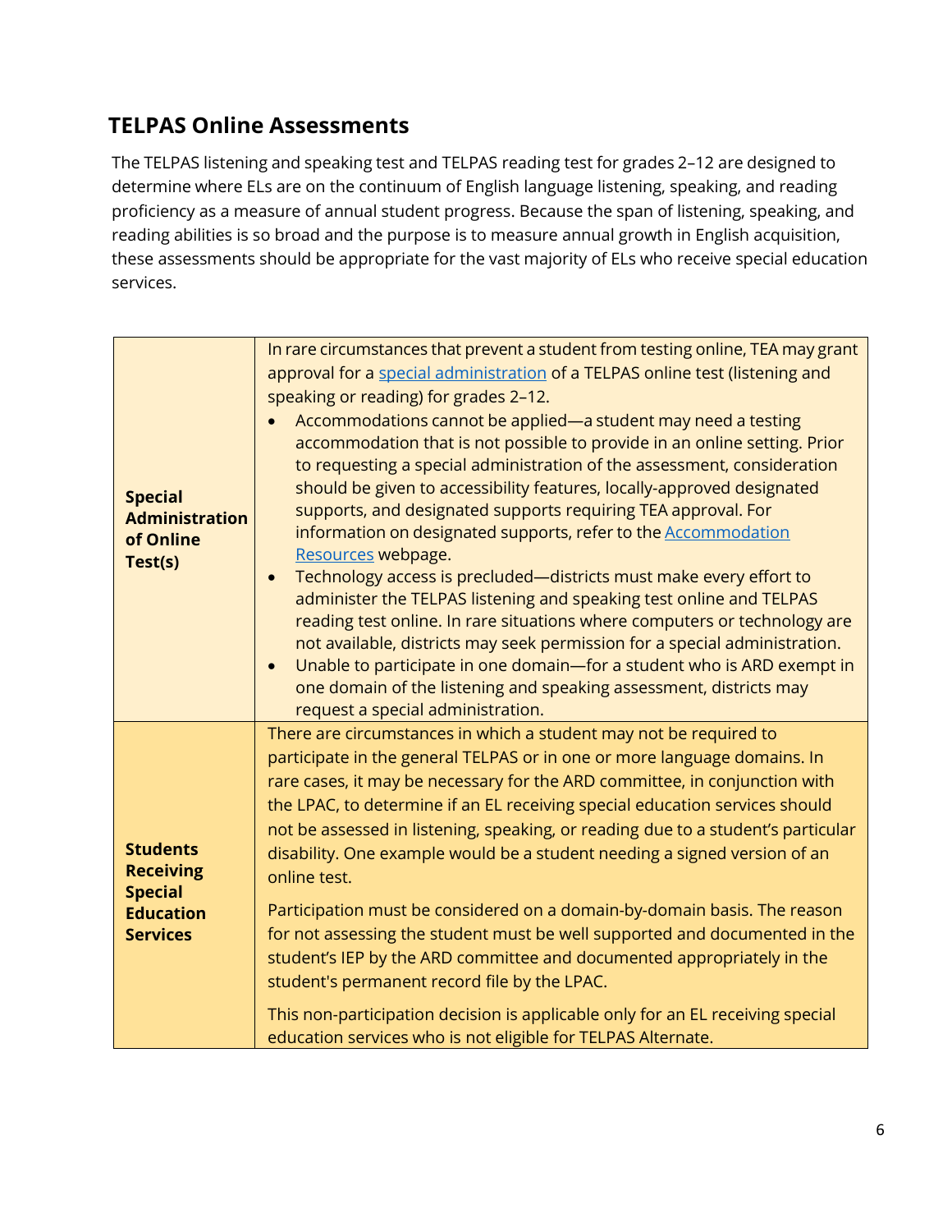## TELPAS Online Assessments

The TELPAS listening and speaking test and TELPAS reading test for grades 2–12 are designed to determine where ELs are on the continuum of English language listening, speaking, and reading proficiency as a measure of annual student progress. Because the span of listening, speaking, and reading abilities is so broad and the purpose is to measure annual growth in English acquisition, these assessments should be appropriate for the vast majority of ELs who receive special education services.

| | |
|---|---|
| **Special Administration of Online Test(s)** | In rare circumstances that prevent a student from testing online, TEA may grant approval for a [special administration]() of a TELPAS online test (listening and speaking or reading) for grades 2–12.<br>• Accommodations cannot be applied—a student may need a testing accommodation that is not possible to provide in an online setting. Prior to requesting a special administration of the assessment, consideration should be given to accessibility features, locally-approved designated supports, and designated supports requiring TEA approval. For information on designated supports, refer to the [Accommodation Resources]() webpage.<br>• Technology access is precluded—districts must make every effort to administer the TELPAS listening and speaking test online and TELPAS reading test online. In rare situations where computers or technology are not available, districts may seek permission for a special administration.<br>• Unable to participate in one domain—for a student who is ARD exempt in one domain of the listening and speaking assessment, districts may request a special administration. |
| **Students Receiving Special Education Services** | There are circumstances in which a student may not be required to participate in the general TELPAS or in one or more language domains. In rare cases, it may be necessary for the ARD committee, in conjunction with the LPAC, to determine if an EL receiving special education services should not be assessed in listening, speaking, or reading due to a student's particular disability. One example would be a student needing a signed version of an online test.<br><br>Participation must be considered on a domain-by-domain basis. The reason for not assessing the student must be well supported and documented in the student's IEP by the ARD committee and documented appropriately in the student's permanent record file by the LPAC.<br><br>This non-participation decision is applicable only for an EL receiving special education services who is not eligible for TELPAS Alternate. |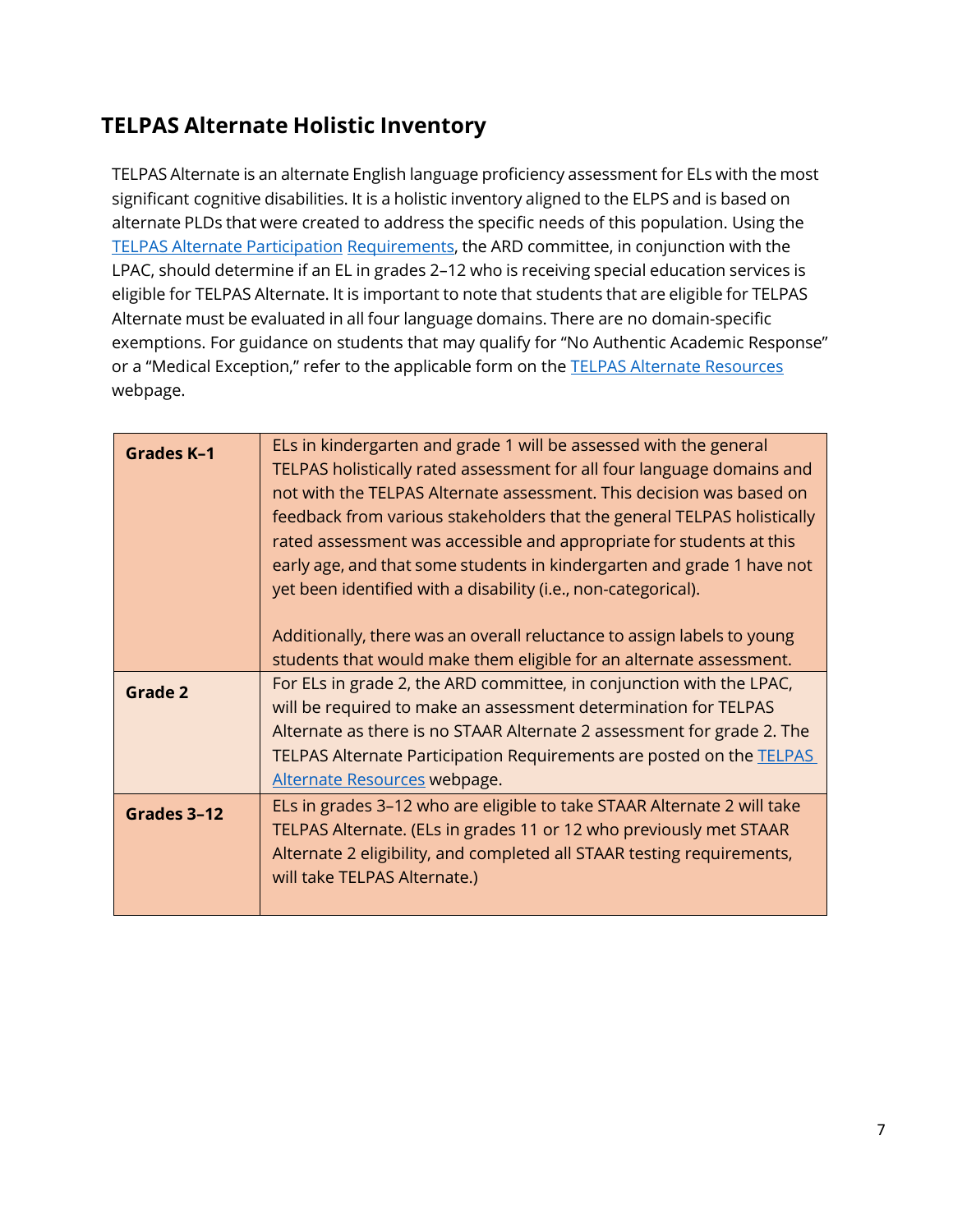## TELPAS Alternate Holistic Inventory

TELPAS Alternate is an alternate English language proficiency assessment for ELs with the most significant cognitive disabilities. It is a holistic inventory aligned to the ELPS and is based on alternate PLDs that were created to address the specific needs of this population. Using the TELPAS Alternate Participation Requirements, the ARD committee, in conjunction with the LPAC, should determine if an EL in grades 2–12 who is receiving special education services is eligible for TELPAS Alternate. It is important to note that students that are eligible for TELPAS Alternate must be evaluated in all four language domains. There are no domain-specific exemptions. For guidance on students that may qualify for "No Authentic Academic Response" or a "Medical Exception," refer to the applicable form on the TELPAS Alternate Resources webpage.

| | |
|---|---|
| **Grades K–1** | ELs in kindergarten and grade 1 will be assessed with the general TELPAS holistically rated assessment for all four language domains and not with the TELPAS Alternate assessment. This decision was based on feedback from various stakeholders that the general TELPAS holistically rated assessment was accessible and appropriate for students at this early age, and that some students in kindergarten and grade 1 have not yet been identified with a disability (i.e., non-categorical).<br><br>Additionally, there was an overall reluctance to assign labels to young students that would make them eligible for an alternate assessment. |
| **Grade 2** | For ELs in grade 2, the ARD committee, in conjunction with the LPAC, will be required to make an assessment determination for TELPAS Alternate as there is no STAAR Alternate 2 assessment for grade 2. The TELPAS Alternate Participation Requirements are posted on the TELPAS Alternate Resources webpage. |
| **Grades 3–12** | ELs in grades 3–12 who are eligible to take STAAR Alternate 2 will take TELPAS Alternate. (ELs in grades 11 or 12 who previously met STAAR Alternate 2 eligibility, and completed all STAAR testing requirements, will take TELPAS Alternate.) |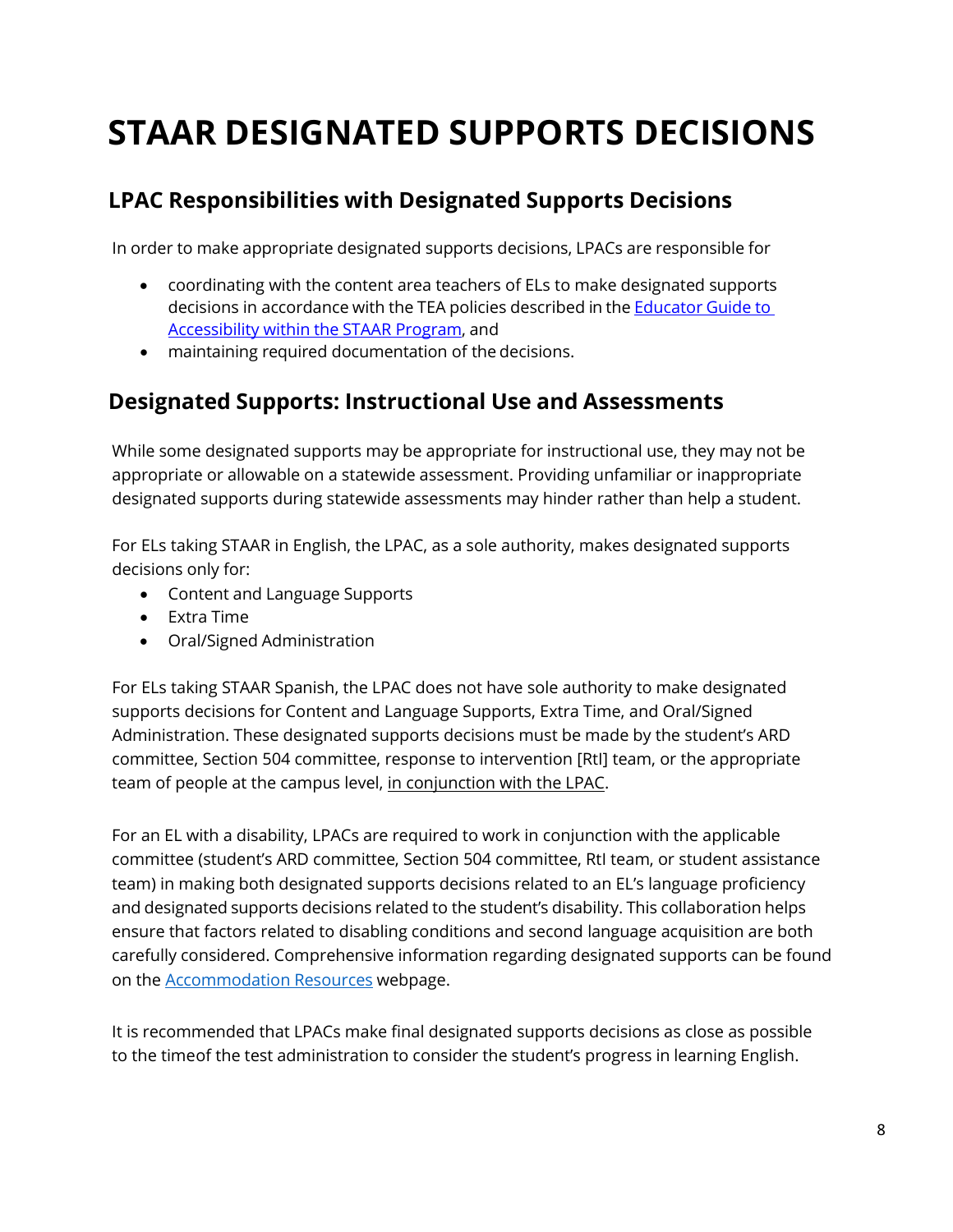# STAAR DESIGNATED SUPPORTS DECISIONS

## LPAC Responsibilities with Designated Supports Decisions

In order to make appropriate designated supports decisions, LPACs are responsible for

- coordinating with the content area teachers of ELs to make designated supports decisions in accordance with the TEA policies described in the [Educator Guide to Accessibility within the STAAR Program](), and
- maintaining required documentation of the decisions.

## Designated Supports: Instructional Use and Assessments

While some designated supports may be appropriate for instructional use, they may not be appropriate or allowable on a statewide assessment. Providing unfamiliar or inappropriate designated supports during statewide assessments may hinder rather than help a student.

For ELs taking STAAR in English, the LPAC, as a sole authority, makes designated supports decisions only for:

- Content and Language Supports
- Extra Time
- Oral/Signed Administration

For ELs taking STAAR Spanish, the LPAC does not have sole authority to make designated supports decisions for Content and Language Supports, Extra Time, and Oral/Signed Administration. These designated supports decisions must be made by the student's ARD committee, Section 504 committee, response to intervention [RtI] team, or the appropriate team of people at the campus level, in conjunction with the LPAC.

For an EL with a disability, LPACs are required to work in conjunction with the applicable committee (student's ARD committee, Section 504 committee, RtI team, or student assistance team) in making both designated supports decisions related to an EL's language proficiency and designated supports decisions related to the student's disability. This collaboration helps ensure that factors related to disabling conditions and second language acquisition are both carefully considered. Comprehensive information regarding designated supports can be found on the [Accommodation Resources]() webpage.

It is recommended that LPACs make final designated supports decisions as close as possible to the timeof the test administration to consider the student's progress in learning English.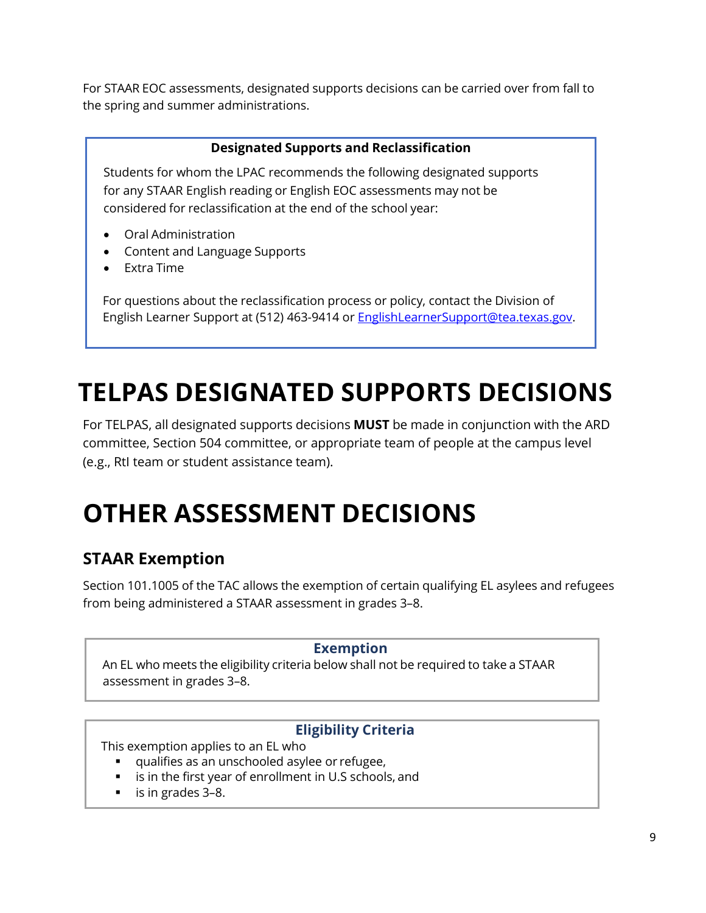For STAAR EOC assessments, designated supports decisions can be carried over from fall to the spring and summer administrations.

**Designated Supports and Reclassification**

Students for whom the LPAC recommends the following designated supports for any STAAR English reading or English EOC assessments may not be considered for reclassification at the end of the school year:

- Oral Administration
- Content and Language Supports
- Extra Time

For questions about the reclassification process or policy, contact the Division of English Learner Support at (512) 463-9414 or EnglishLearnerSupport@tea.texas.gov.

# TELPAS DESIGNATED SUPPORTS DECISIONS

For TELPAS, all designated supports decisions **MUST** be made in conjunction with the ARD committee, Section 504 committee, or appropriate team of people at the campus level (e.g., RtI team or student assistance team).

# OTHER ASSESSMENT DECISIONS

## STAAR Exemption

Section 101.1005 of the TAC allows the exemption of certain qualifying EL asylees and refugees from being administered a STAAR assessment in grades 3–8.

**Exemption**

An EL who meets the eligibility criteria below shall not be required to take a STAAR assessment in grades 3–8.

**Eligibility Criteria**

This exemption applies to an EL who

- qualifies as an unschooled asylee or refugee,
- is in the first year of enrollment in U.S schools, and
- is in grades 3–8.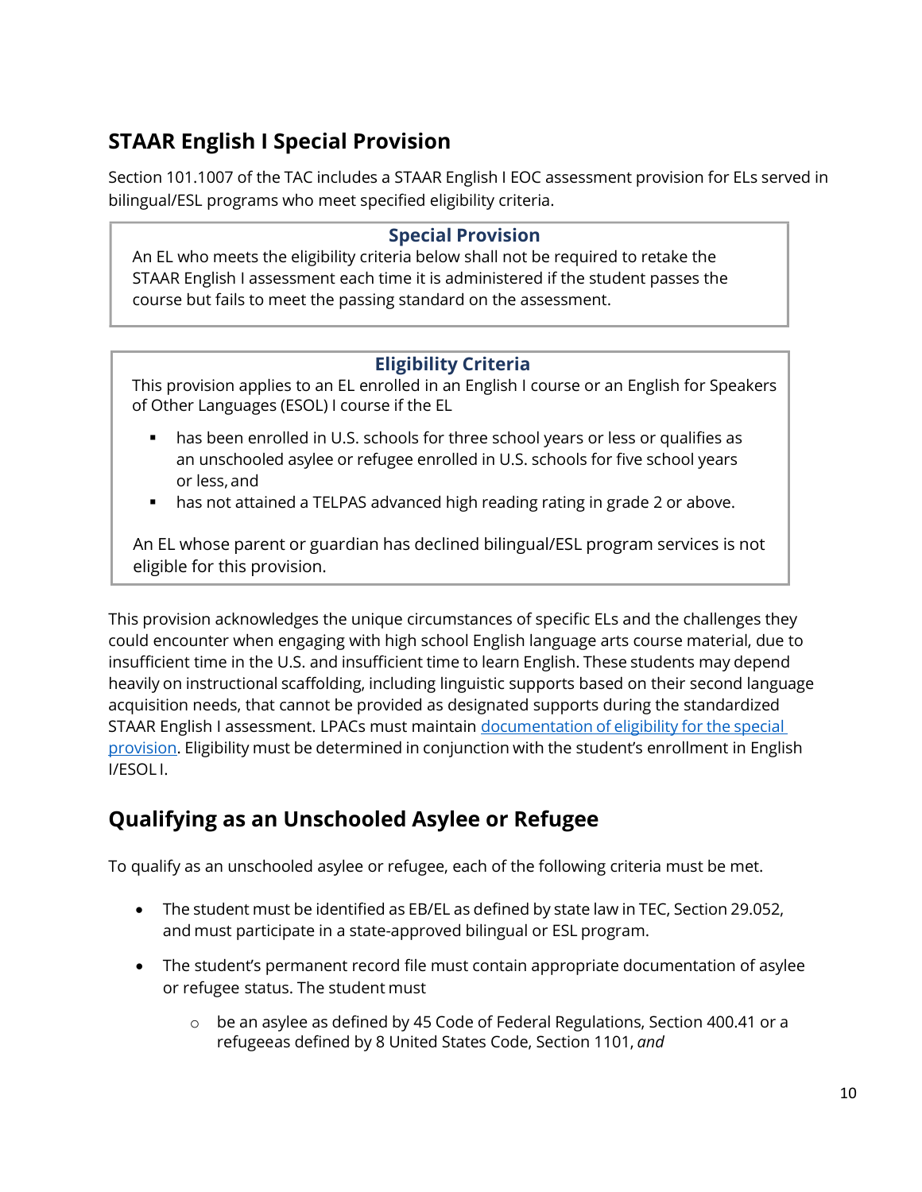## STAAR English I Special Provision

Section 101.1007 of the TAC includes a STAAR English I EOC assessment provision for ELs served in bilingual/ESL programs who meet specified eligibility criteria.

> **Special Provision**
>
> An EL who meets the eligibility criteria below shall not be required to retake the STAAR English I assessment each time it is administered if the student passes the course but fails to meet the passing standard on the assessment.

> **Eligibility Criteria**
>
> This provision applies to an EL enrolled in an English I course or an English for Speakers of Other Languages (ESOL) I course if the EL
>
> - has been enrolled in U.S. schools for three school years or less or qualifies as an unschooled asylee or refugee enrolled in U.S. schools for five school years or less, and
> - has not attained a TELPAS advanced high reading rating in grade 2 or above.
>
> An EL whose parent or guardian has declined bilingual/ESL program services is not eligible for this provision.

This provision acknowledges the unique circumstances of specific ELs and the challenges they could encounter when engaging with high school English language arts course material, due to insufficient time in the U.S. and insufficient time to learn English. These students may depend heavily on instructional scaffolding, including linguistic supports based on their second language acquisition needs, that cannot be provided as designated supports during the standardized STAAR English I assessment. LPACs must maintain documentation of eligibility for the special provision. Eligibility must be determined in conjunction with the student's enrollment in English I/ESOL I.

## Qualifying as an Unschooled Asylee or Refugee

To qualify as an unschooled asylee or refugee, each of the following criteria must be met.

- The student must be identified as EB/EL as defined by state law in TEC, Section 29.052, and must participate in a state-approved bilingual or ESL program.
- The student's permanent record file must contain appropriate documentation of asylee or refugee status. The student must
  - be an asylee as defined by 45 Code of Federal Regulations, Section 400.41 or a refugeeas defined by 8 United States Code, Section 1101, *and*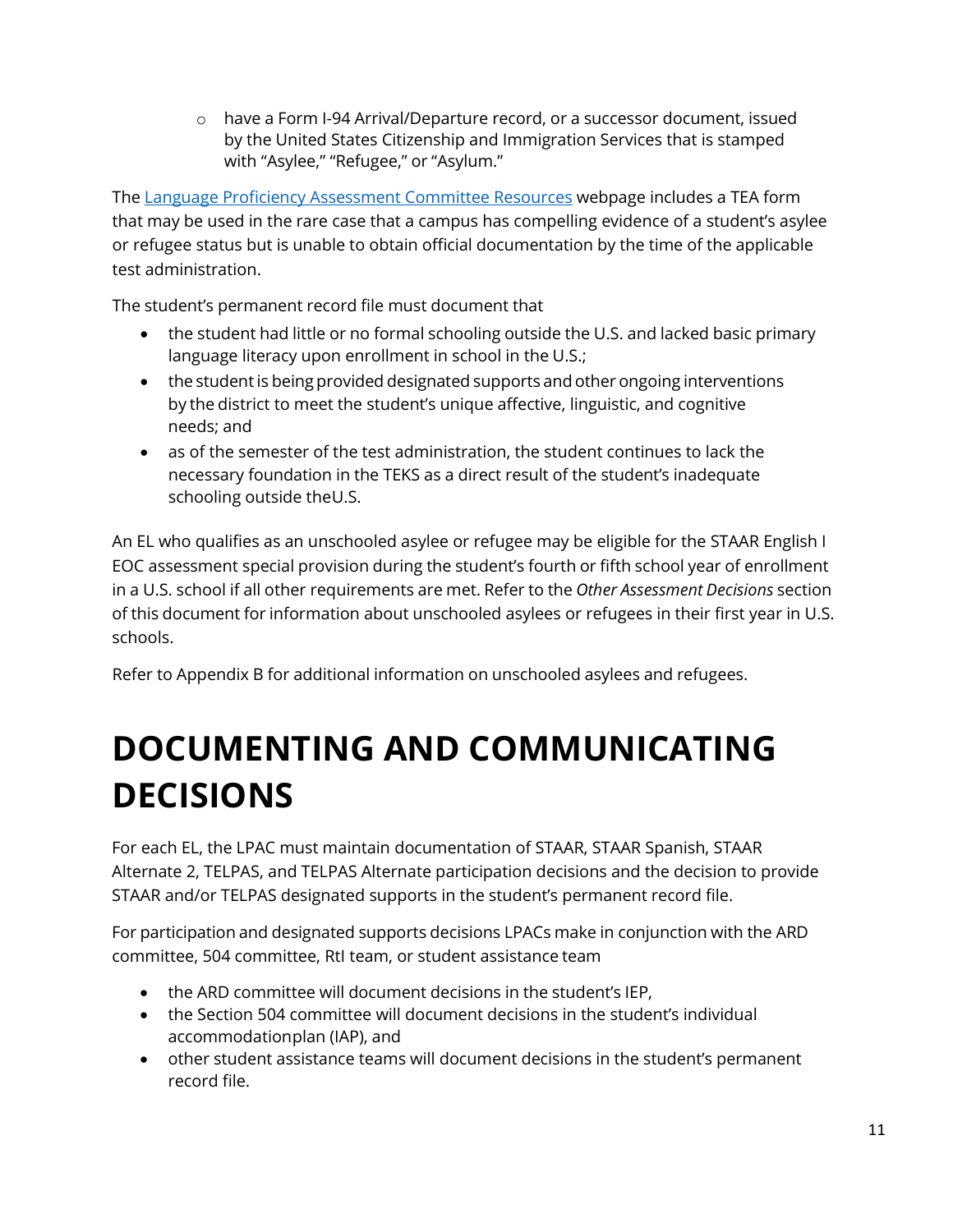- have a Form I-94 Arrival/Departure record, or a successor document, issued by the United States Citizenship and Immigration Services that is stamped with "Asylee," "Refugee," or "Asylum."

The [Language Proficiency Assessment Committee Resources]() webpage includes a TEA form that may be used in the rare case that a campus has compelling evidence of a student's asylee or refugee status but is unable to obtain official documentation by the time of the applicable test administration.

The student's permanent record file must document that

- the student had little or no formal schooling outside the U.S. and lacked basic primary language literacy upon enrollment in school in the U.S.;
- the student is being provided designated supports and other ongoing interventions by the district to meet the student's unique affective, linguistic, and cognitive needs; and
- as of the semester of the test administration, the student continues to lack the necessary foundation in the TEKS as a direct result of the student's inadequate schooling outside theU.S.

An EL who qualifies as an unschooled asylee or refugee may be eligible for the STAAR English I EOC assessment special provision during the student's fourth or fifth school year of enrollment in a U.S. school if all other requirements are met. Refer to the *Other Assessment Decisions* section of this document for information about unschooled asylees or refugees in their first year in U.S. schools.

Refer to Appendix B for additional information on unschooled asylees and refugees.

# DOCUMENTING AND COMMUNICATING DECISIONS

For each EL, the LPAC must maintain documentation of STAAR, STAAR Spanish, STAAR Alternate 2, TELPAS, and TELPAS Alternate participation decisions and the decision to provide STAAR and/or TELPAS designated supports in the student's permanent record file.

For participation and designated supports decisions LPACs make in conjunction with the ARD committee, 504 committee, RtI team, or student assistance team

- the ARD committee will document decisions in the student's IEP,
- the Section 504 committee will document decisions in the student's individual accommodationplan (IAP), and
- other student assistance teams will document decisions in the student's permanent record file.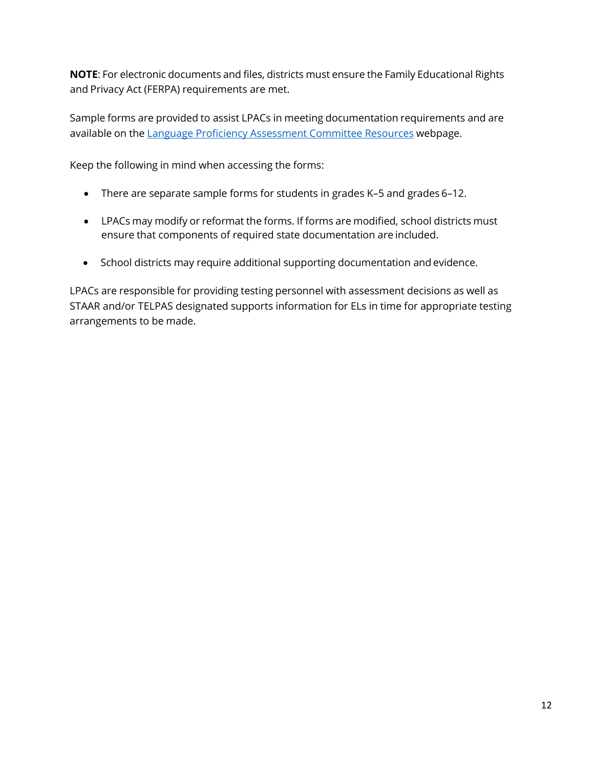**NOTE**: For electronic documents and files, districts must ensure the Family Educational Rights and Privacy Act (FERPA) requirements are met.

Sample forms are provided to assist LPACs in meeting documentation requirements and are available on the [Language Proficiency Assessment Committee Resources]() webpage.

Keep the following in mind when accessing the forms:

- There are separate sample forms for students in grades K–5 and grades 6–12.
- LPACs may modify or reformat the forms. If forms are modified, school districts must ensure that components of required state documentation are included.
- School districts may require additional supporting documentation and evidence.

LPACs are responsible for providing testing personnel with assessment decisions as well as STAAR and/or TELPAS designated supports information for ELs in time for appropriate testing arrangements to be made.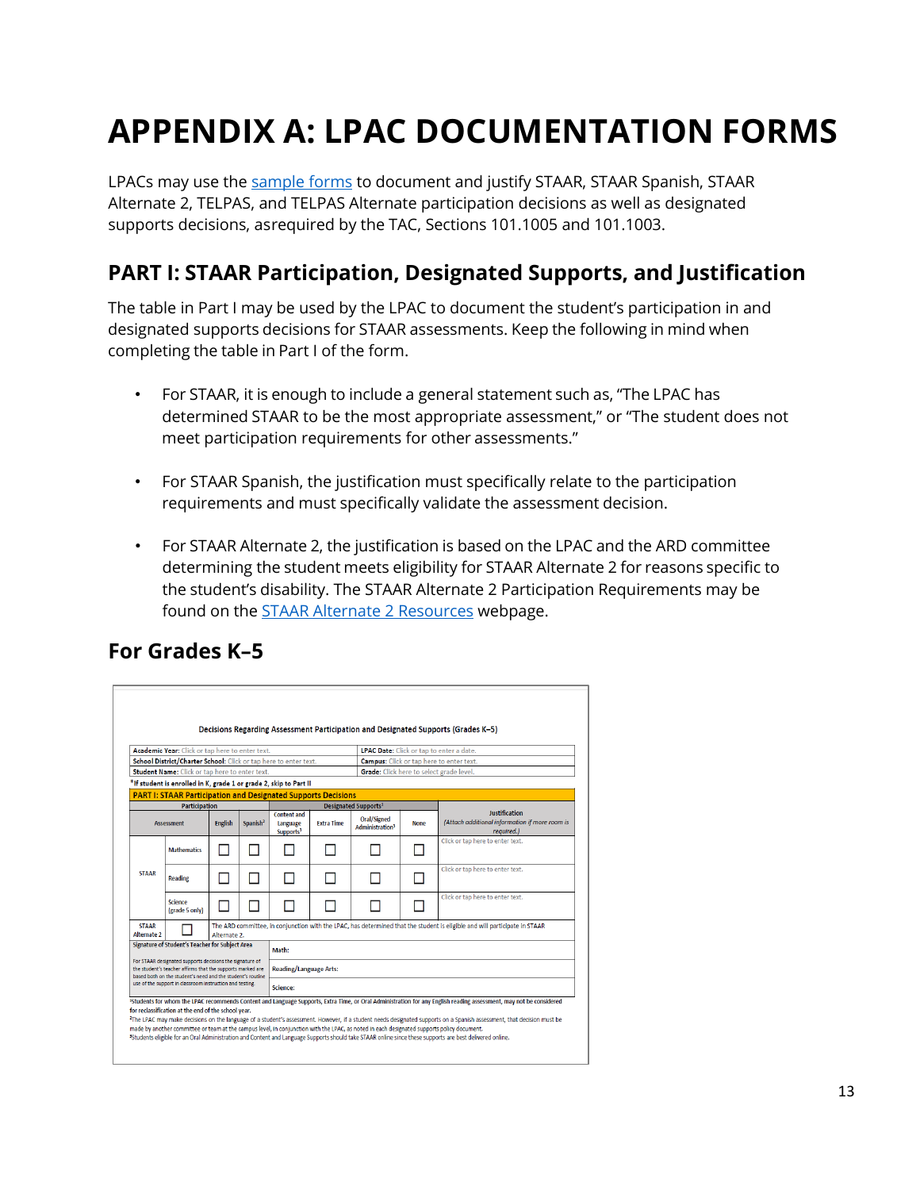# APPENDIX A: LPAC DOCUMENTATION FORMS

LPACs may use the [sample forms] to document and justify STAAR, STAAR Spanish, STAAR Alternate 2, TELPAS, and TELPAS Alternate participation decisions as well as designated supports decisions, asrequired by the TAC, Sections 101.1005 and 101.1003.

## PART I: STAAR Participation, Designated Supports, and Justification

The table in Part I may be used by the LPAC to document the student's participation in and designated supports decisions for STAAR assessments. Keep the following in mind when completing the table in Part I of the form.

- For STAAR, it is enough to include a general statement such as, "The LPAC has determined STAAR to be the most appropriate assessment," or "The student does not meet participation requirements for other assessments."
- For STAAR Spanish, the justification must specifically relate to the participation requirements and must specifically validate the assessment decision.
- For STAAR Alternate 2, the justification is based on the LPAC and the ARD committee determining the student meets eligibility for STAAR Alternate 2 for reasons specific to the student's disability. The STAAR Alternate 2 Participation Requirements may be found on the [STAAR Alternate 2 Resources] webpage.

## For Grades K–5

Decisions Regarding Assessment Participation and Designated Supports (Grades K–5)

| | |
|---|---|
| **Academic Year:** Click or tap here to enter text. | **LPAC Date:** Click or tap to enter a date. |
| **School District/Charter School:** Click or tap here to enter text. | **Campus:** Click or tap here to enter text. |
| **Student Name:** Click or tap here to enter text. | **Grade:** Click here to select grade level. |

*If student is enrolled in K, grade 1 or grade 2, skip to Part II

**PART I: STAAR Participation and Designated Supports Decisions**

| Participation | | | | Designated Supports[1] | | | | Justification (Attach additional information if more room is required.) |
|---|---|---|---|---|---|---|---|---|
| Assessment | | English | Spanish[2] | Content and Language Supports[3] | Extra Time | Oral/Signed Administration[3] | None | |
| STAAR | Mathematics | ☐ | ☐ | ☐ | ☐ | ☐ | ☐ | Click or tap here to enter text. |
| | Reading | ☐ | ☐ | ☐ | ☐ | ☐ | ☐ | Click or tap here to enter text. |
| | Science (grade 5 only) | ☐ | ☐ | ☐ | ☐ | ☐ | ☐ | Click or tap here to enter text. |
| STAAR Alternate 2 | ☐ | The ARD committee, in conjunction with the LPAC, has determined that the student is eligible and will participate in STAAR Alternate 2. | | | | | | |

| Signature of Student's Teacher for Subject Area | |
|---|---|
| For STAAR designated supports decisions the signature of the student's teacher affirms that the supports marked are based both on the student's need and the student's routine use of the support in classroom instruction and testing | Math: |
| | Reading/Language Arts: |
| | Science: |

[1]Students for whom the LPAC recommends Content and Language Supports, Extra Time, or Oral Administration for any English reading assessment, may not be considered for reclassification at the end of the school year.
[2]The LPAC may make decisions on the language of a student's assessment. However, if a student needs designated supports on a Spanish assessment, that decision must be made by another committee or team at the campus level, in conjunction with the LPAC, as noted in each designated supports policy document.
[3]Students eligible for an Oral Administration and Content and Language Supports should take STAAR online since these supports are best delivered online.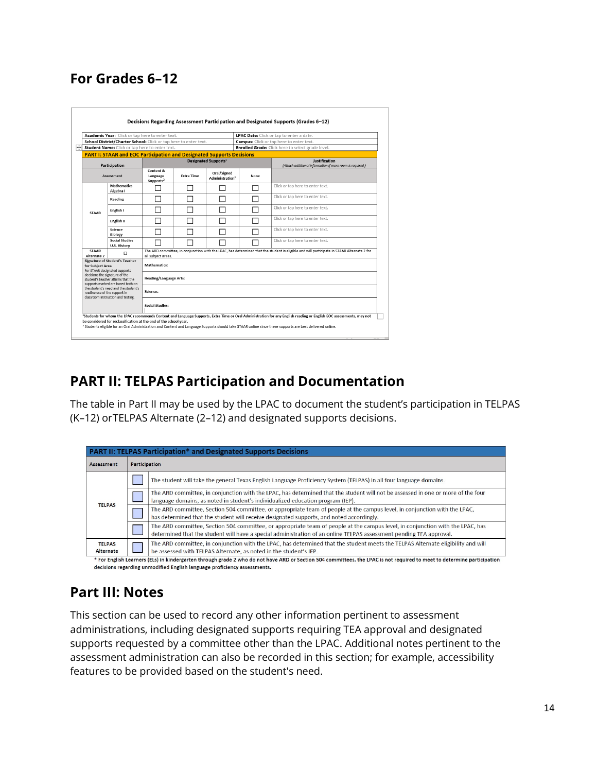## For Grades 6–12

**Decisions Regarding Assessment Participation and Designated Supports (Grades 6–12)**

| | |
|---|---|
| **Academic Year:** Click or tap here to enter text. | **LPAC Date:** Click or tap to enter a date. |
| **School District/Charter School:** Click or tap here to enter text. | **Campus:** Click or tap here to enter text. |
| **Student Name:** Click or tap here to enter text. | **Enrolled Grade:** Click here to select grade level. |

**PART I: STAAR and EOC Participation and Designated Supports Decisions**

| Participation | | Designated Supports[1] | | | | Justification (Attach additional information if more room is required.) |
|---|---|---|---|---|---|---|
| Assessment | | Content & Language Supports[2] | Extra Time | Oral/Signed Administration[2] | None | |
| STAAR | Mathematics Algebra I | ☐ | ☐ | ☐ | ☐ | Click or tap here to enter text. |
| | Reading | ☐ | ☐ | ☐ | ☐ | Click or tap here to enter text. |
| | English I | ☐ | ☐ | ☐ | ☐ | Click or tap here to enter text. |
| | English II | ☐ | ☐ | ☐ | ☐ | Click or tap here to enter text. |
| | Science Biology | ☐ | ☐ | ☐ | ☐ | Click or tap here to enter text. |
| | Social Studies U.S. History | ☐ | ☐ | ☐ | ☐ | Click or tap here to enter text. |
| STAAR Alternate 2 | ☐ | The ARD committee, in conjunction with the LPAC, has determined that the student is eligible and will participate in STAAR Alternate 2 for all subject areas. | | | | |
| Signature of Student's Teacher for Subject Area. For STAAR designated supports decisions the signature of the student's teacher affirms that the supports marked are based both on the student's need and the student's routine use of the support in classroom instruction and testing. | | Mathematics: | | | | |
| | | Reading/Language Arts: | | | | |
| | | Science: | | | | |
| | | Social Studies: | | | | |

[1]Students for whom the LPAC recommends Content and Language Supports, Extra Time or Oral Administration for any English reading or English EOC assessments, may not be considered for reclassification at the end of the school year.

[2] Students eligible for an Oral Administration and Content and Language Supports should take STAAR online since these supports are best delivered online.

## PART II: TELPAS Participation and Documentation

The table in Part II may be used by the LPAC to document the student's participation in TELPAS (K–12) orTELPAS Alternate (2–12) and designated supports decisions.

**PART II: TELPAS Participation* and Designated Supports Decisions**

| Assessment | Participation | |
|---|---|---|
| TELPAS | ☐ | The student will take the general Texas English Language Proficiency System (TELPAS) in all four language domains. |
| | ☐ | The ARD committee, in conjunction with the LPAC, has determined that the student will not be assessed in one or more of the four language domains, as noted in student's individualized education program (IEP). |
| | ☐ | The ARD committee, Section 504 committee, or appropriate team of people at the campus level, in conjunction with the LPAC, has determined that the student will receive designated supports, and noted accordingly. |
| | ☐ | The ARD committee, Section 504 committee, or appropriate team of people at the campus level, in conjunction with the LPAC, has determined that the student will have a special administration of an online TELPAS assessment pending TEA approval. |
| TELPAS Alternate | ☐ | The ARD committee, in conjunction with the LPAC, has determined that the student meets the TELPAS Alternate eligibility and will be assessed with TELPAS Alternate, as noted in the student's IEP. |

**\* For English Learners (ELs) in kindergarten through grade 2 who do not have ARD or Section 504 committees, the LPAC is not required to meet to determine participation decisions regarding unmodified English language proficiency assessments.**

## Part III: Notes

This section can be used to record any other information pertinent to assessment administrations, including designated supports requiring TEA approval and designated supports requested by a committee other than the LPAC. Additional notes pertinent to the assessment administration can also be recorded in this section; for example, accessibility features to be provided based on the student's need.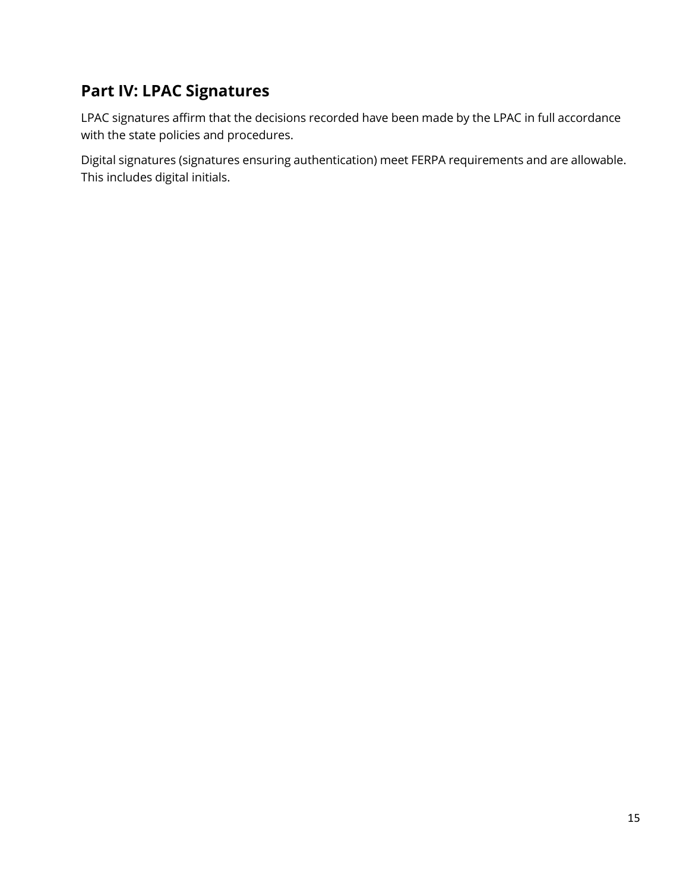## Part IV: LPAC Signatures

LPAC signatures affirm that the decisions recorded have been made by the LPAC in full accordance with the state policies and procedures.

Digital signatures (signatures ensuring authentication) meet FERPA requirements and are allowable. This includes digital initials.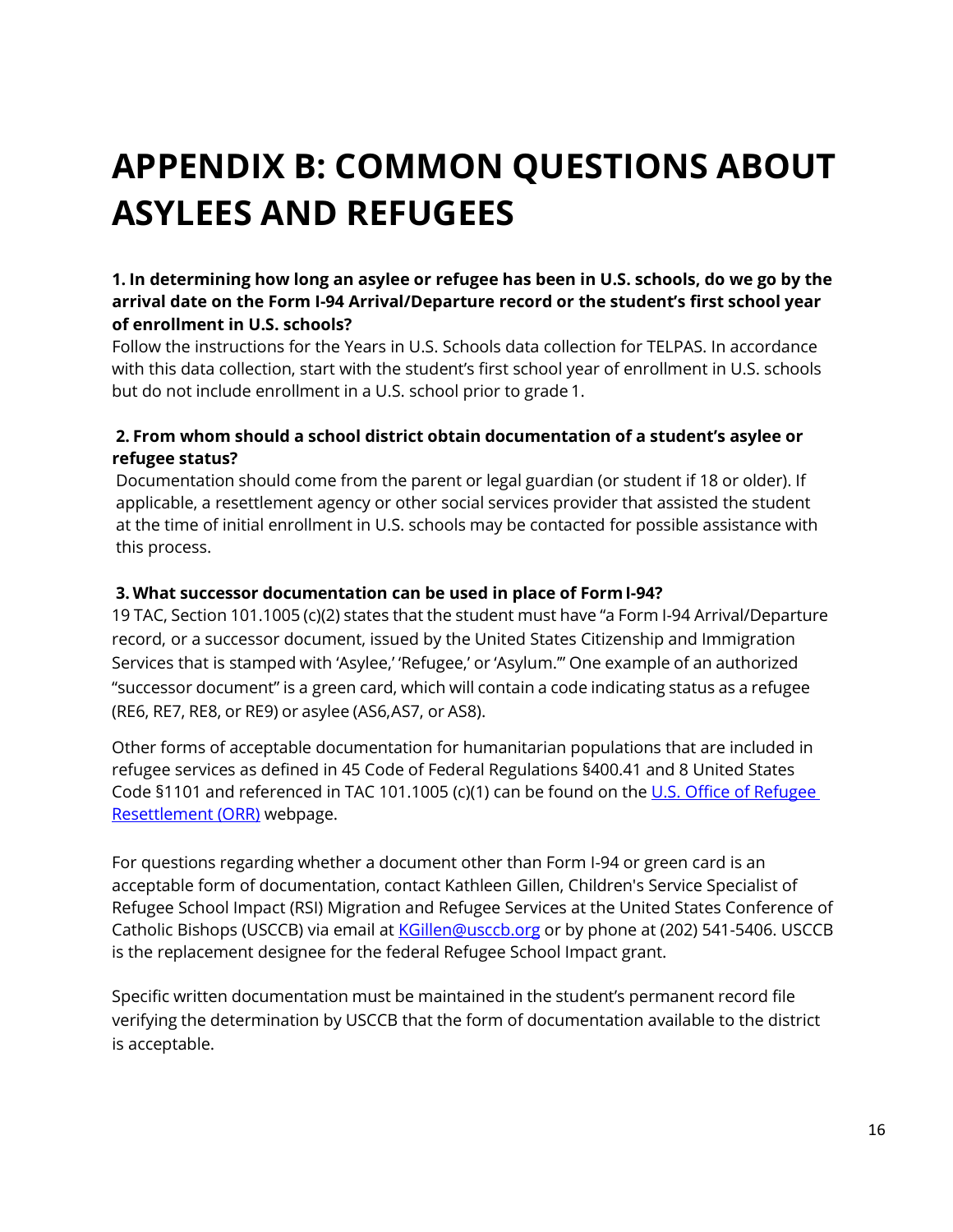# APPENDIX B: COMMON QUESTIONS ABOUT ASYLEES AND REFUGEES

**1. In determining how long an asylee or refugee has been in U.S. schools, do we go by the arrival date on the Form I-94 Arrival/Departure record or the student's first school year of enrollment in U.S. schools?**

Follow the instructions for the Years in U.S. Schools data collection for TELPAS. In accordance with this data collection, start with the student's first school year of enrollment in U.S. schools but do not include enrollment in a U.S. school prior to grade 1.

**2. From whom should a school district obtain documentation of a student's asylee or refugee status?**

Documentation should come from the parent or legal guardian (or student if 18 or older). If applicable, a resettlement agency or other social services provider that assisted the student at the time of initial enrollment in U.S. schools may be contacted for possible assistance with this process.

**3. What successor documentation can be used in place of Form I-94?**

19 TAC, Section 101.1005 (c)(2) states that the student must have "a Form I-94 Arrival/Departure record, or a successor document, issued by the United States Citizenship and Immigration Services that is stamped with 'Asylee,' 'Refugee,' or 'Asylum.'" One example of an authorized "successor document" is a green card, which will contain a code indicating status as a refugee (RE6, RE7, RE8, or RE9) or asylee (AS6,AS7, or AS8).

Other forms of acceptable documentation for humanitarian populations that are included in refugee services as defined in 45 Code of Federal Regulations §400.41 and 8 United States Code §1101 and referenced in TAC 101.1005 (c)(1) can be found on the [U.S. Office of Refugee Resettlement (ORR)]() webpage.

For questions regarding whether a document other than Form I-94 or green card is an acceptable form of documentation, contact Kathleen Gillen, Children's Service Specialist of Refugee School Impact (RSI) Migration and Refugee Services at the United States Conference of Catholic Bishops (USCCB) via email at [KGillen@usccb.org](mailto:KGillen@usccb.org) or by phone at (202) 541-5406. USCCB is the replacement designee for the federal Refugee School Impact grant.

Specific written documentation must be maintained in the student's permanent record file verifying the determination by USCCB that the form of documentation available to the district is acceptable.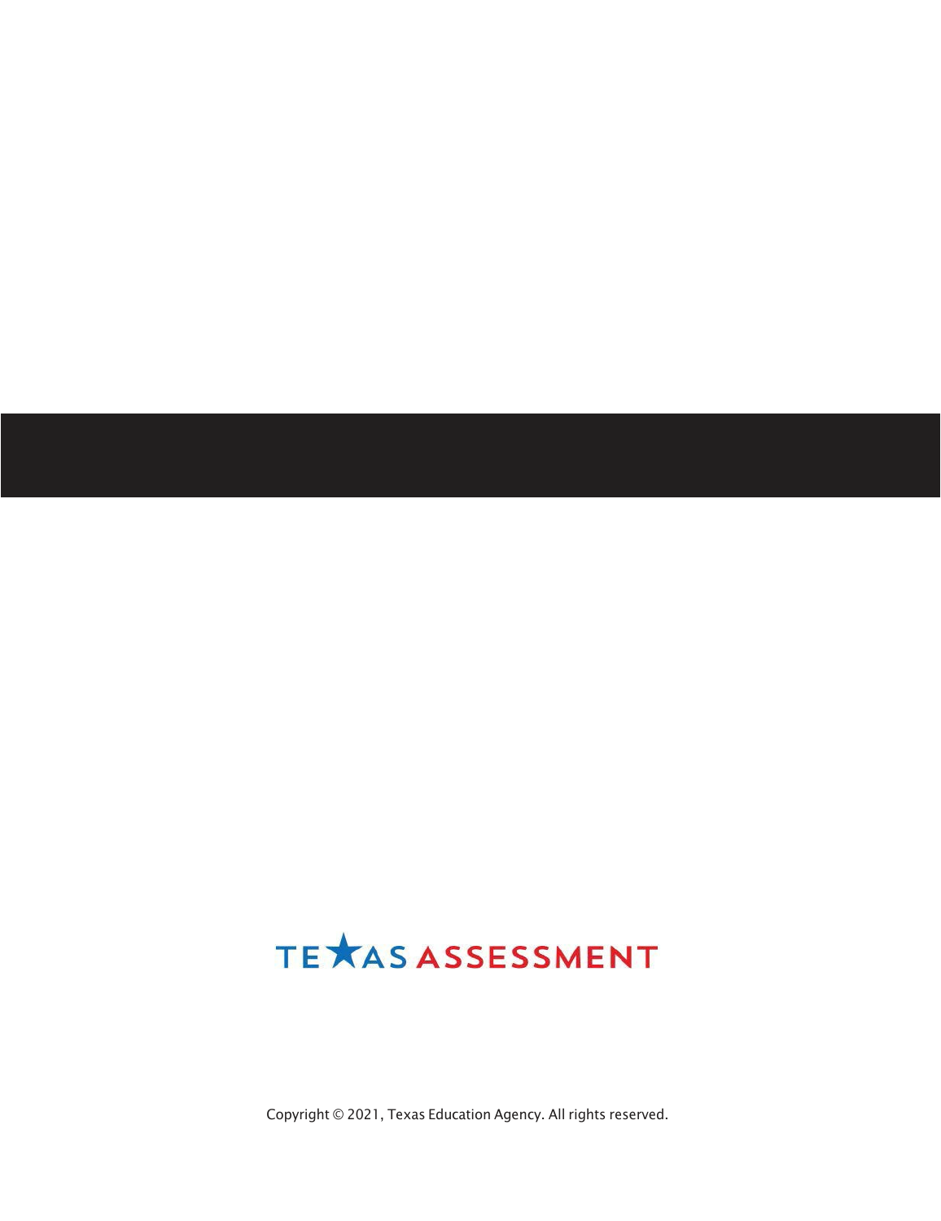TEXAS ASSESSMENT

Copyright © 2021, Texas Education Agency. All rights reserved.